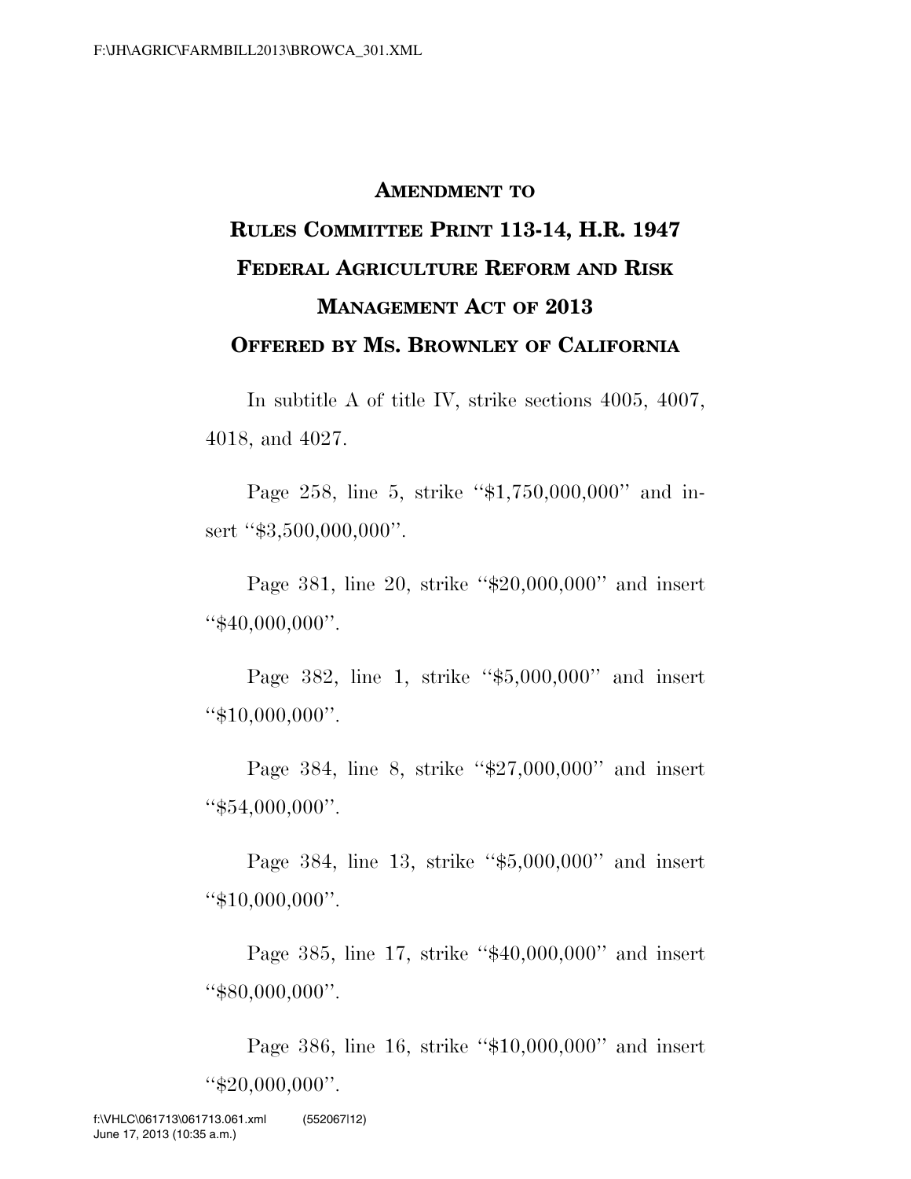# AMENDMENT TO
# RULES COMMITTEE PRINT 113-14, H.R. 1947
# FEDERAL AGRICULTURE REFORM AND RISK MANAGEMENT ACT OF 2013
## OFFERED BY MS. BROWNLEY OF CALIFORNIA

In subtitle A of title IV, strike sections 4005, 4007, 4018, and 4027.

Page 258, line 5, strike "$1,750,000,000" and insert "$3,500,000,000".

Page 381, line 20, strike "$20,000,000" and insert "$40,000,000".

Page 382, line 1, strike "$5,000,000" and insert "$10,000,000".

Page 384, line 8, strike "$27,000,000" and insert "$54,000,000".

Page 384, line 13, strike "$5,000,000" and insert "$10,000,000".

Page 385, line 17, strike "$40,000,000" and insert "$80,000,000".

Page 386, line 16, strike "$10,000,000" and insert "$20,000,000".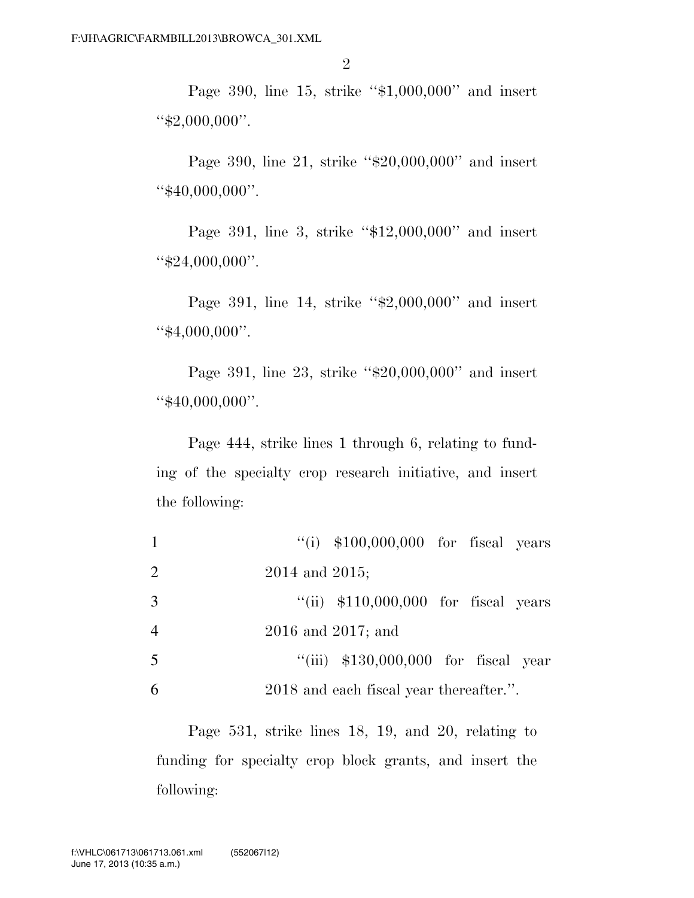Page 390, line 15, strike ''$1,000,000'' and insert ''$2,000,000''.

Page 390, line 21, strike ''$20,000,000'' and insert ''$40,000,000''.

Page 391, line 3, strike ''$12,000,000'' and insert ''$24,000,000''.

Page 391, line 14, strike ''$2,000,000'' and insert ''$4,000,000''.

Page 391, line 23, strike ''$20,000,000'' and insert ''$40,000,000''.

Page 444, strike lines 1 through 6, relating to funding of the specialty crop research initiative, and insert the following:

1 ''(i) $100,000,000 for fiscal years
2 2014 and 2015;
3 ''(ii) $110,000,000 for fiscal years
4 2016 and 2017; and
5 ''(iii) $130,000,000 for fiscal year
6 2018 and each fiscal year thereafter.''.

Page 531, strike lines 18, 19, and 20, relating to funding for specialty crop block grants, and insert the following: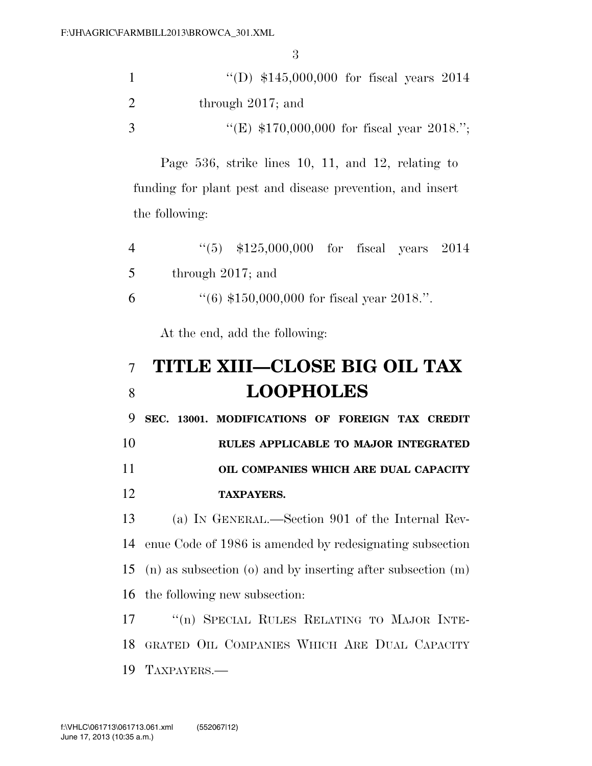''(D) $145,000,000 for fiscal years 2014 through 2017; and

''(E) $170,000,000 for fiscal year 2018.'';

Page 536, strike lines 10, 11, and 12, relating to funding for plant pest and disease prevention, and insert the following:

''(5) $125,000,000 for fiscal years 2014 through 2017; and

''(6) $150,000,000 for fiscal year 2018.''.

At the end, add the following:

# TITLE XIII—CLOSE BIG OIL TAX LOOPHOLES

**SEC. 13001. MODIFICATIONS OF FOREIGN TAX CREDIT RULES APPLICABLE TO MAJOR INTEGRATED OIL COMPANIES WHICH ARE DUAL CAPACITY TAXPAYERS.**

(a) IN GENERAL.—Section 901 of the Internal Revenue Code of 1986 is amended by redesignating subsection (n) as subsection (o) and by inserting after subsection (m) the following new subsection:

''(n) SPECIAL RULES RELATING TO MAJOR INTEGRATED OIL COMPANIES WHICH ARE DUAL CAPACITY TAXPAYERS.—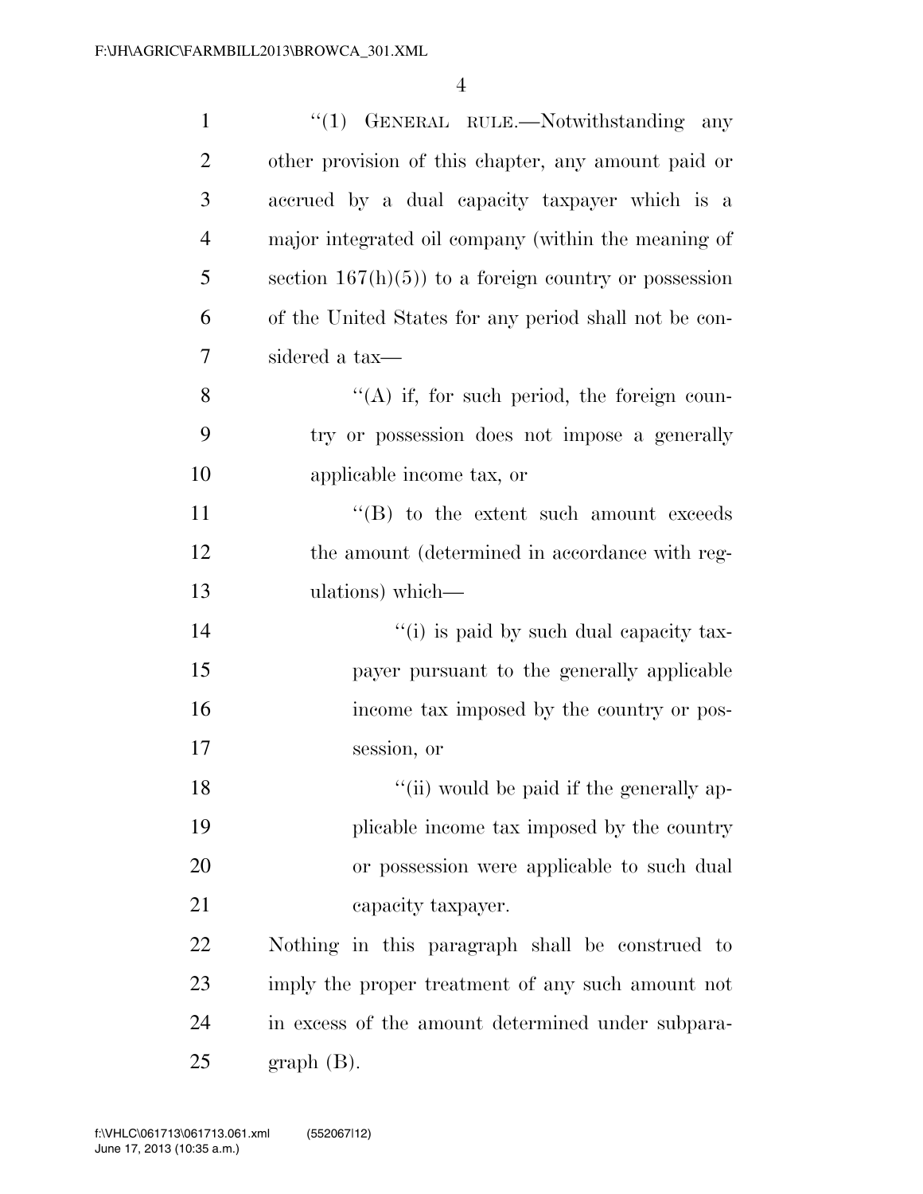"(1) GENERAL RULE.—Notwithstanding any other provision of this chapter, any amount paid or accrued by a dual capacity taxpayer which is a major integrated oil company (within the meaning of section 167(h)(5)) to a foreign country or possession of the United States for any period shall not be considered a tax—

"(A) if, for such period, the foreign country or possession does not impose a generally applicable income tax, or

"(B) to the extent such amount exceeds the amount (determined in accordance with regulations) which—

"(i) is paid by such dual capacity taxpayer pursuant to the generally applicable income tax imposed by the country or possession, or

"(ii) would be paid if the generally applicable income tax imposed by the country or possession were applicable to such dual capacity taxpayer.

Nothing in this paragraph shall be construed to imply the proper treatment of any such amount not in excess of the amount determined under subparagraph (B).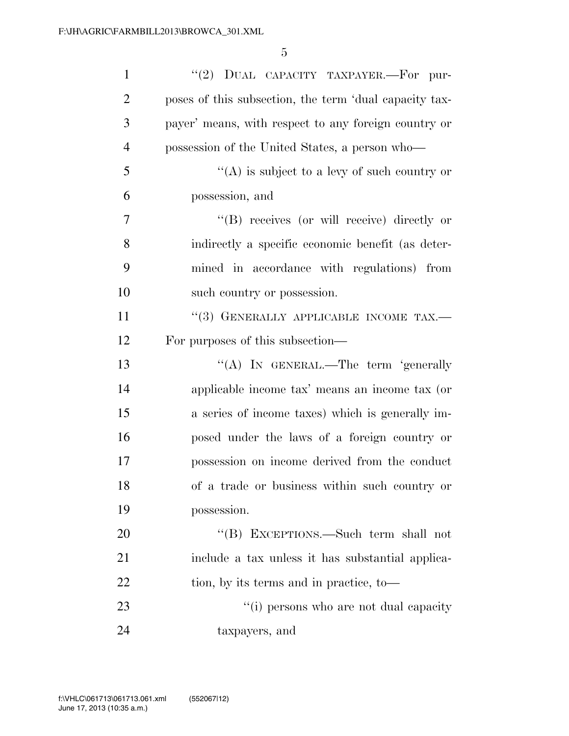"(2) DUAL CAPACITY TAXPAYER.—For purposes of this subsection, the term 'dual capacity taxpayer' means, with respect to any foreign country or possession of the United States, a person who—

"(A) is subject to a levy of such country or possession, and

"(B) receives (or will receive) directly or indirectly a specific economic benefit (as determined in accordance with regulations) from such country or possession.

"(3) GENERALLY APPLICABLE INCOME TAX.—For purposes of this subsection—

"(A) IN GENERAL.—The term 'generally applicable income tax' means an income tax (or a series of income taxes) which is generally imposed under the laws of a foreign country or possession on income derived from the conduct of a trade or business within such country or possession.

"(B) EXCEPTIONS.—Such term shall not include a tax unless it has substantial application, by its terms and in practice, to—

"(i) persons who are not dual capacity taxpayers, and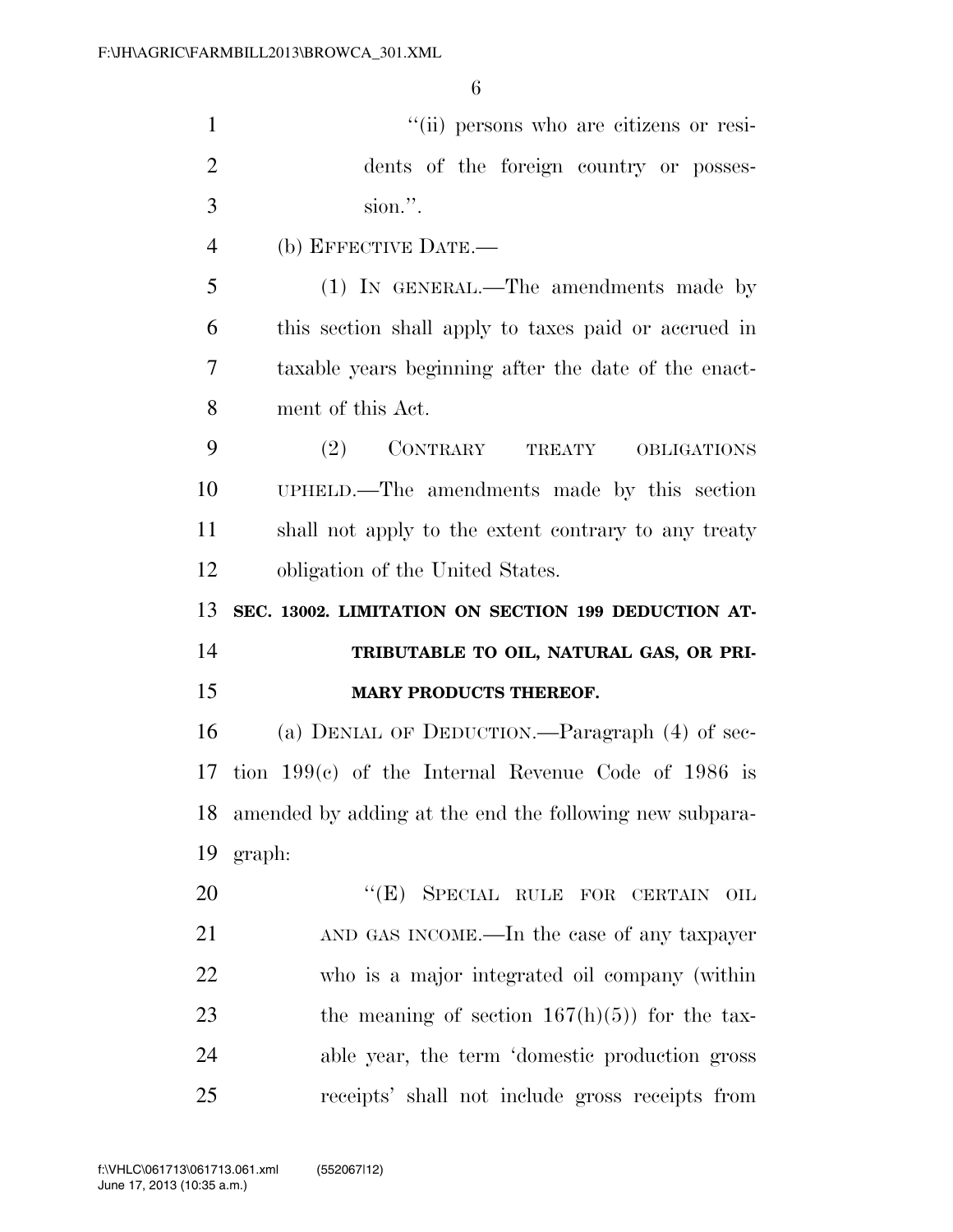"(ii) persons who are citizens or residents of the foreign country or possession.".

(b) EFFECTIVE DATE.—

(1) IN GENERAL.—The amendments made by this section shall apply to taxes paid or accrued in taxable years beginning after the date of the enactment of this Act.

(2) CONTRARY TREATY OBLIGATIONS UPHELD.—The amendments made by this section shall not apply to the extent contrary to any treaty obligation of the United States.

**SEC. 13002. LIMITATION ON SECTION 199 DEDUCTION ATTRIBUTABLE TO OIL, NATURAL GAS, OR PRIMARY PRODUCTS THEREOF.**

(a) DENIAL OF DEDUCTION.—Paragraph (4) of section 199(c) of the Internal Revenue Code of 1986 is amended by adding at the end the following new subparagraph:

"(E) SPECIAL RULE FOR CERTAIN OIL AND GAS INCOME.—In the case of any taxpayer who is a major integrated oil company (within the meaning of section 167(h)(5)) for the taxable year, the term 'domestic production gross receipts' shall not include gross receipts from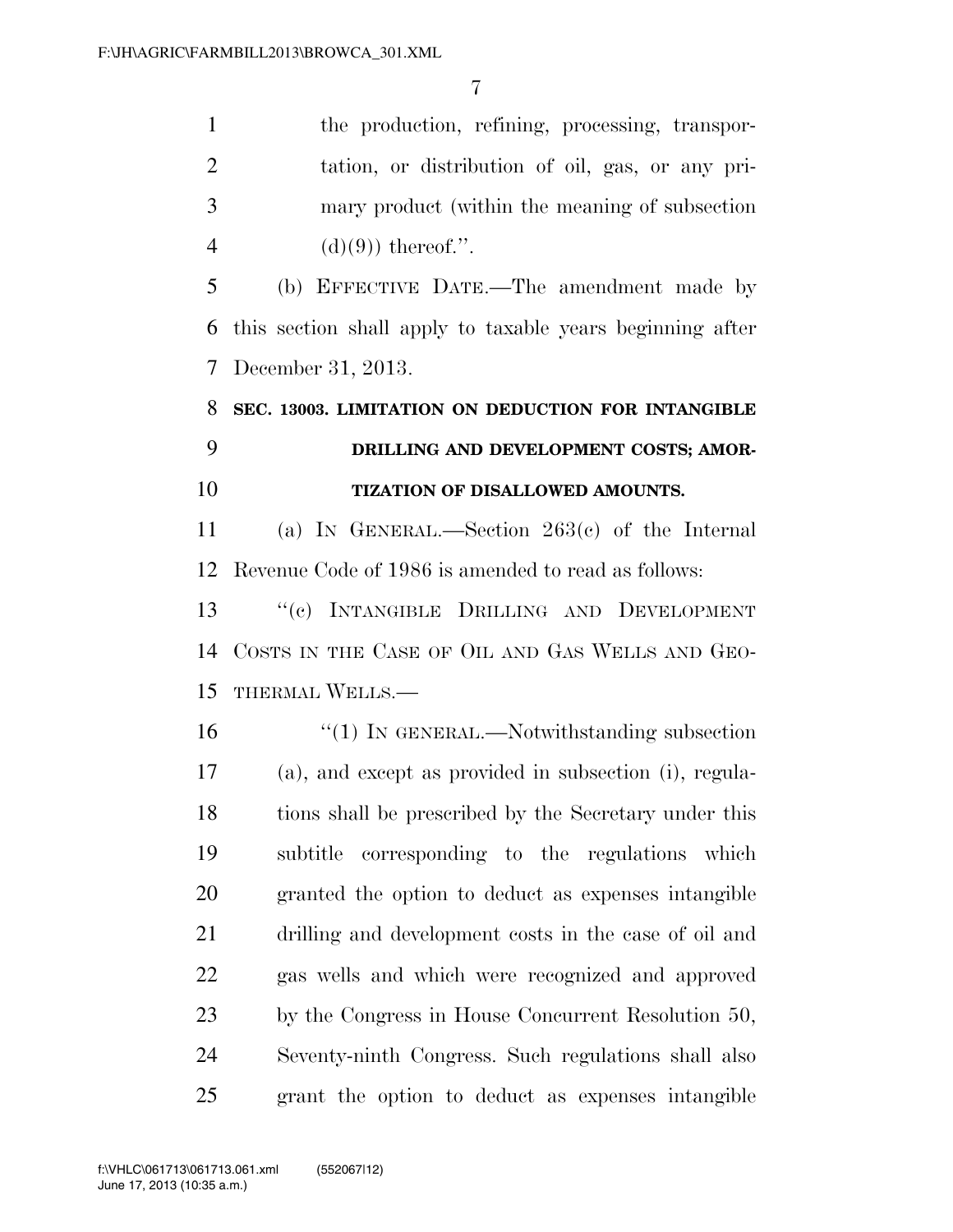the production, refining, processing, transportation, or distribution of oil, gas, or any primary product (within the meaning of subsection (d)(9)) thereof.''.

(b) EFFECTIVE DATE.—The amendment made by this section shall apply to taxable years beginning after December 31, 2013.

**SEC. 13003. LIMITATION ON DEDUCTION FOR INTANGIBLE DRILLING AND DEVELOPMENT COSTS; AMORTIZATION OF DISALLOWED AMOUNTS.**

(a) IN GENERAL.—Section 263(c) of the Internal Revenue Code of 1986 is amended to read as follows:

''(c) INTANGIBLE DRILLING AND DEVELOPMENT COSTS IN THE CASE OF OIL AND GAS WELLS AND GEOTHERMAL WELLS.—

''(1) IN GENERAL.—Notwithstanding subsection (a), and except as provided in subsection (i), regulations shall be prescribed by the Secretary under this subtitle corresponding to the regulations which granted the option to deduct as expenses intangible drilling and development costs in the case of oil and gas wells and which were recognized and approved by the Congress in House Concurrent Resolution 50, Seventy-ninth Congress. Such regulations shall also grant the option to deduct as expenses intangible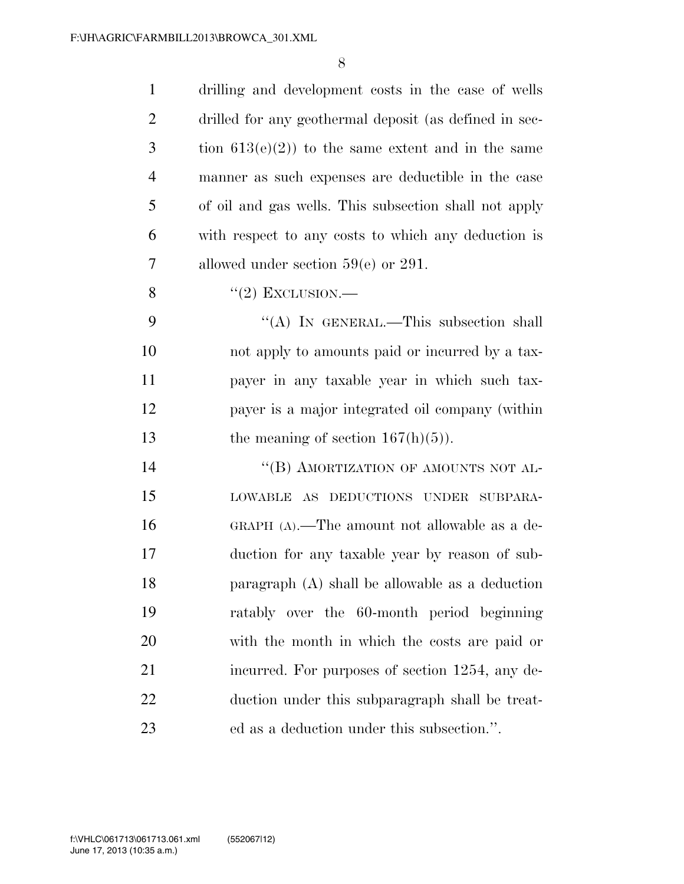drilling and development costs in the case of wells drilled for any geothermal deposit (as defined in section 613(e)(2)) to the same extent and in the same manner as such expenses are deductible in the case of oil and gas wells. This subsection shall not apply with respect to any costs to which any deduction is allowed under section 59(e) or 291.

"(2) EXCLUSION.—

"(A) IN GENERAL.—This subsection shall not apply to amounts paid or incurred by a taxpayer in any taxable year in which such taxpayer is a major integrated oil company (within the meaning of section 167(h)(5)).

"(B) AMORTIZATION OF AMOUNTS NOT ALLOWABLE AS DEDUCTIONS UNDER SUBPARAGRAPH (A).—The amount not allowable as a deduction for any taxable year by reason of subparagraph (A) shall be allowable as a deduction ratably over the 60-month period beginning with the month in which the costs are paid or incurred. For purposes of section 1254, any deduction under this subparagraph shall be treated as a deduction under this subsection.".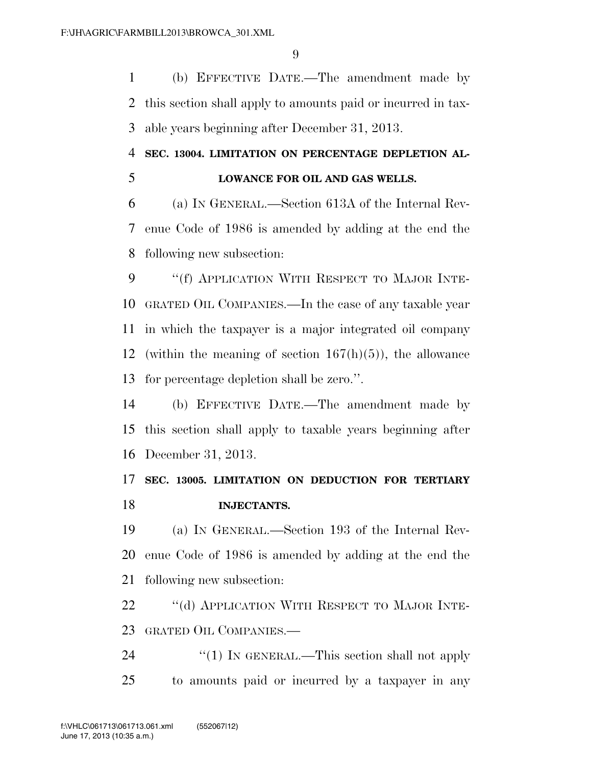(b) EFFECTIVE DATE.—The amendment made by this section shall apply to amounts paid or incurred in taxable years beginning after December 31, 2013.

**SEC. 13004. LIMITATION ON PERCENTAGE DEPLETION ALLOWANCE FOR OIL AND GAS WELLS.**

(a) IN GENERAL.—Section 613A of the Internal Revenue Code of 1986 is amended by adding at the end the following new subsection:

"(f) APPLICATION WITH RESPECT TO MAJOR INTEGRATED OIL COMPANIES.—In the case of any taxable year in which the taxpayer is a major integrated oil company (within the meaning of section 167(h)(5)), the allowance for percentage depletion shall be zero.".

(b) EFFECTIVE DATE.—The amendment made by this section shall apply to taxable years beginning after December 31, 2013.

**SEC. 13005. LIMITATION ON DEDUCTION FOR TERTIARY INJECTANTS.**

(a) IN GENERAL.—Section 193 of the Internal Revenue Code of 1986 is amended by adding at the end the following new subsection:

"(d) APPLICATION WITH RESPECT TO MAJOR INTEGRATED OIL COMPANIES.—

"(1) IN GENERAL.—This section shall not apply to amounts paid or incurred by a taxpayer in any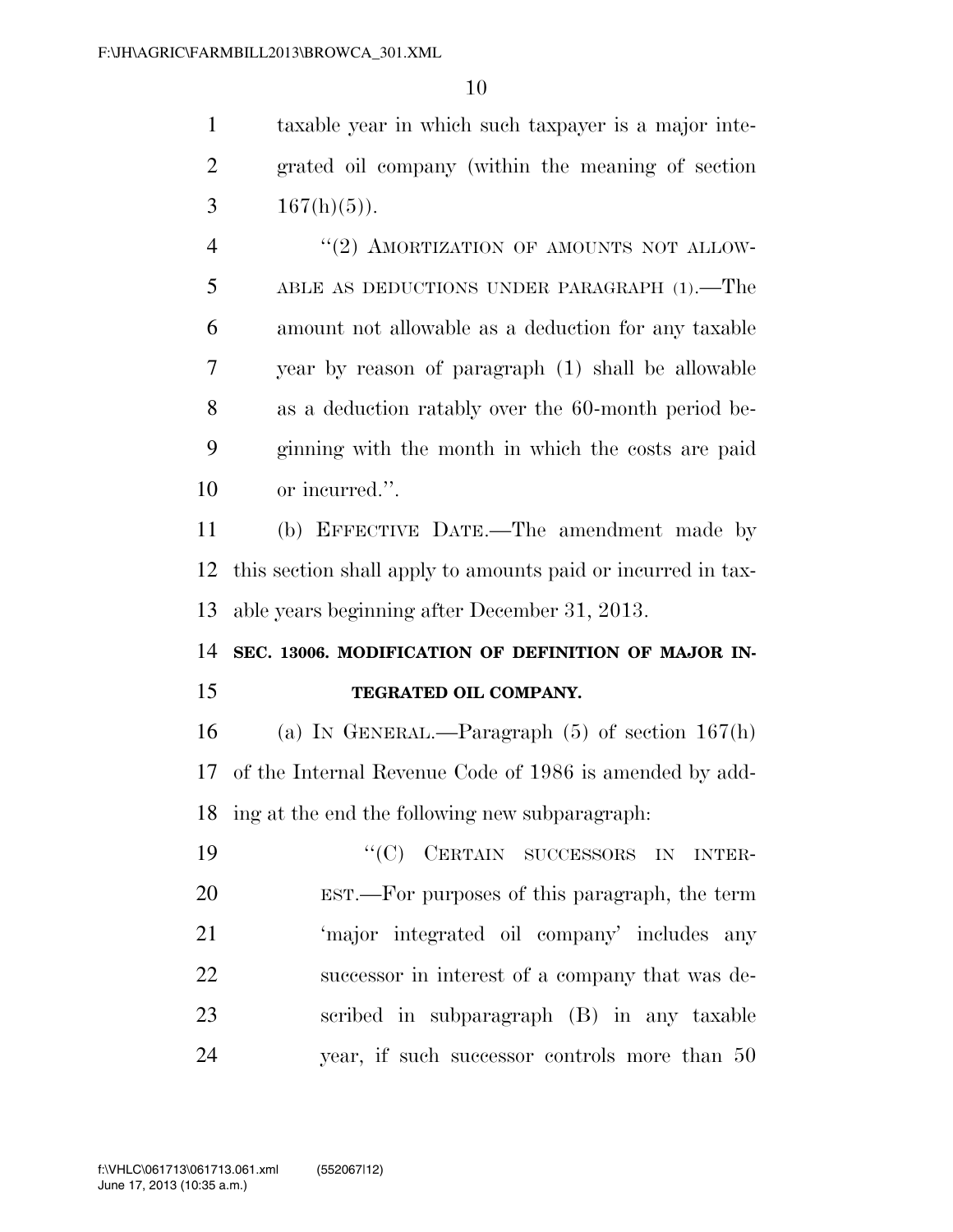taxable year in which such taxpayer is a major integrated oil company (within the meaning of section 167(h)(5)).

"(2) AMORTIZATION OF AMOUNTS NOT ALLOWABLE AS DEDUCTIONS UNDER PARAGRAPH (1).—The amount not allowable as a deduction for any taxable year by reason of paragraph (1) shall be allowable as a deduction ratably over the 60-month period beginning with the month in which the costs are paid or incurred.".

(b) EFFECTIVE DATE.—The amendment made by this section shall apply to amounts paid or incurred in taxable years beginning after December 31, 2013.

**SEC. 13006. MODIFICATION OF DEFINITION OF MAJOR INTEGRATED OIL COMPANY.**

(a) IN GENERAL.—Paragraph (5) of section 167(h) of the Internal Revenue Code of 1986 is amended by adding at the end the following new subparagraph:

"(C) CERTAIN SUCCESSORS IN INTEREST.—For purposes of this paragraph, the term 'major integrated oil company' includes any successor in interest of a company that was described in subparagraph (B) in any taxable year, if such successor controls more than 50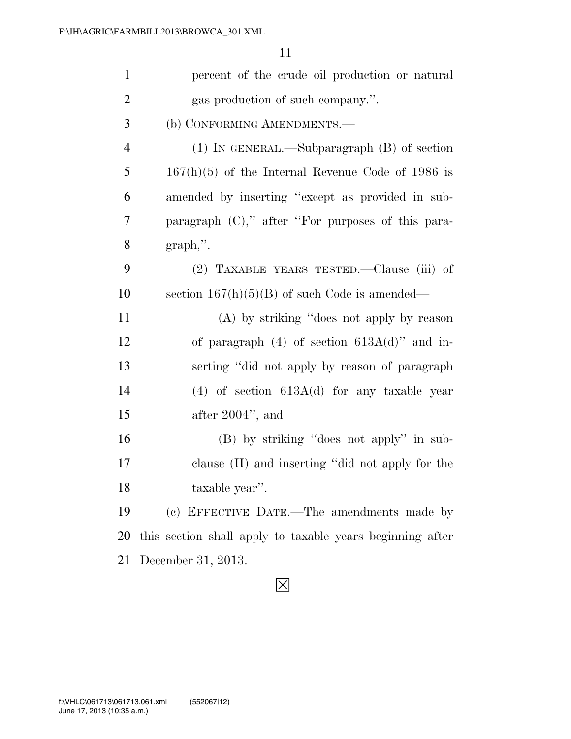percent of the crude oil production or natural gas production of such company.''.

(b) CONFORMING AMENDMENTS.—

(1) IN GENERAL.—Subparagraph (B) of section 167(h)(5) of the Internal Revenue Code of 1986 is amended by inserting ''except as provided in subparagraph (C),'' after ''For purposes of this paragraph,''.

(2) TAXABLE YEARS TESTED.—Clause (iii) of section 167(h)(5)(B) of such Code is amended—

(A) by striking ''does not apply by reason of paragraph (4) of section 613A(d)'' and inserting ''did not apply by reason of paragraph (4) of section 613A(d) for any taxable year after 2004'', and

(B) by striking ''does not apply'' in subclause (II) and inserting ''did not apply for the taxable year''.

(c) EFFECTIVE DATE.—The amendments made by this section shall apply to taxable years beginning after December 31, 2013.

☒